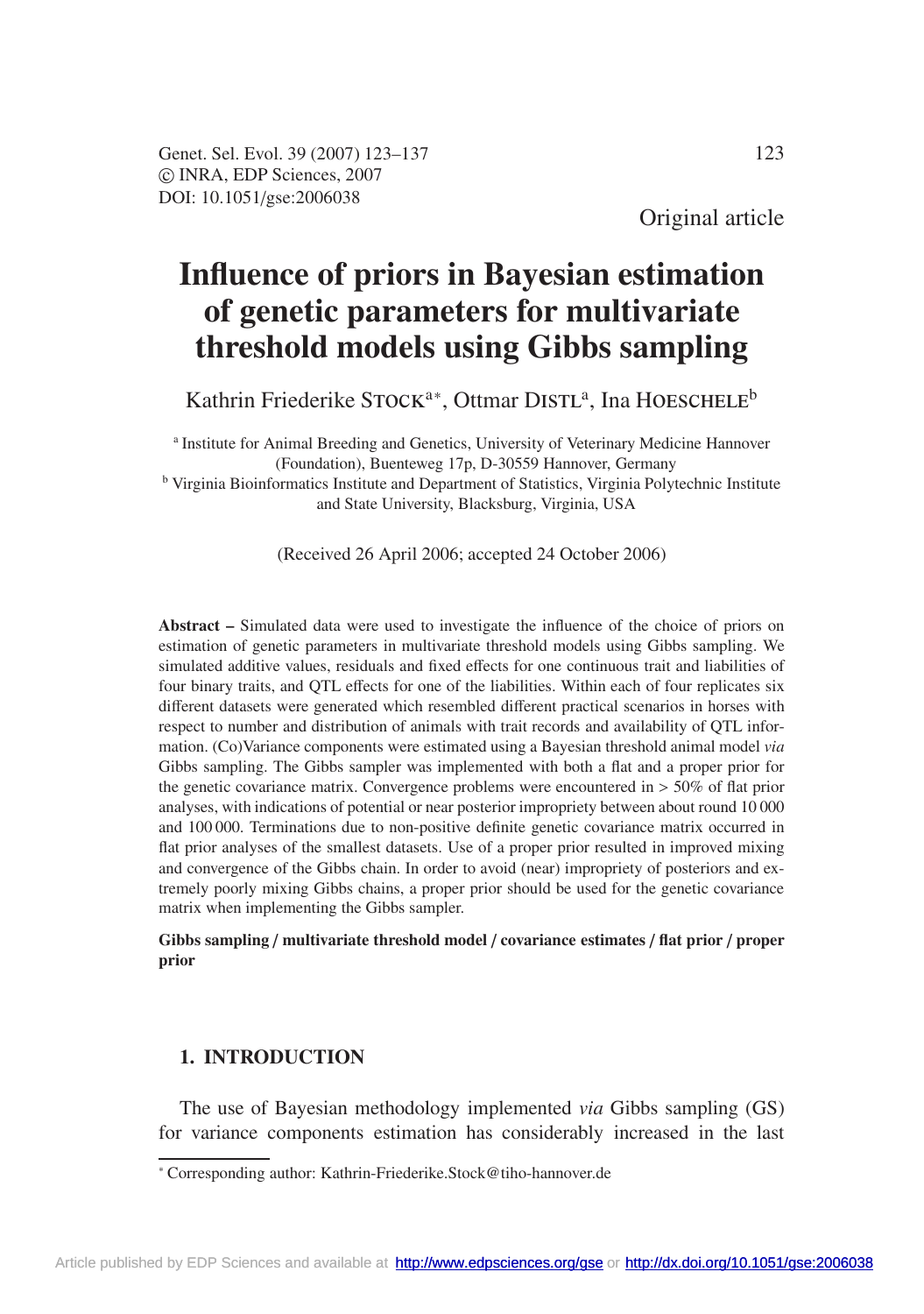Original article

# Influence of priors in Bayesian estimation of genetic parameters for multivariate threshold models using Gibbs sampling

Kathrin Friederike STOCK[a*], Ottmar DISTL[a], Ina HOESCHELE[b]

[a] Institute for Animal Breeding and Genetics, University of Veterinary Medicine Hannover (Foundation), Buenteweg 17p, D-30559 Hannover, Germany

[b] Virginia Bioinformatics Institute and Department of Statistics, Virginia Polytechnic Institute and State University, Blacksburg, Virginia, USA

(Received 26 April 2006; accepted 24 October 2006)

**Abstract** – Simulated data were used to investigate the influence of the choice of priors on estimation of genetic parameters in multivariate threshold models using Gibbs sampling. We simulated additive values, residuals and fixed effects for one continuous trait and liabilities of four binary traits, and QTL effects for one of the liabilities. Within each of four replicates six different datasets were generated which resembled different practical scenarios in horses with respect to number and distribution of animals with trait records and availability of QTL information. (Co)Variance components were estimated using a Bayesian threshold animal model *via* Gibbs sampling. The Gibbs sampler was implemented with both a flat and a proper prior for the genetic covariance matrix. Convergence problems were encountered in > 50% of flat prior analyses, with indications of potential or near posterior impropriety between about round 10 000 and 100 000. Terminations due to non-positive definite genetic covariance matrix occurred in flat prior analyses of the smallest datasets. Use of a proper prior resulted in improved mixing and convergence of the Gibbs chain. In order to avoid (near) impropriety of posteriors and extremely poorly mixing Gibbs chains, a proper prior should be used for the genetic covariance matrix when implementing the Gibbs sampler.

**Gibbs sampling / multivariate threshold model / covariance estimates / flat prior / proper prior**

## 1. INTRODUCTION

The use of Bayesian methodology implemented *via* Gibbs sampling (GS) for variance components estimation has considerably increased in the last

* Corresponding author: Kathrin-Friederike.Stock@tiho-hannover.de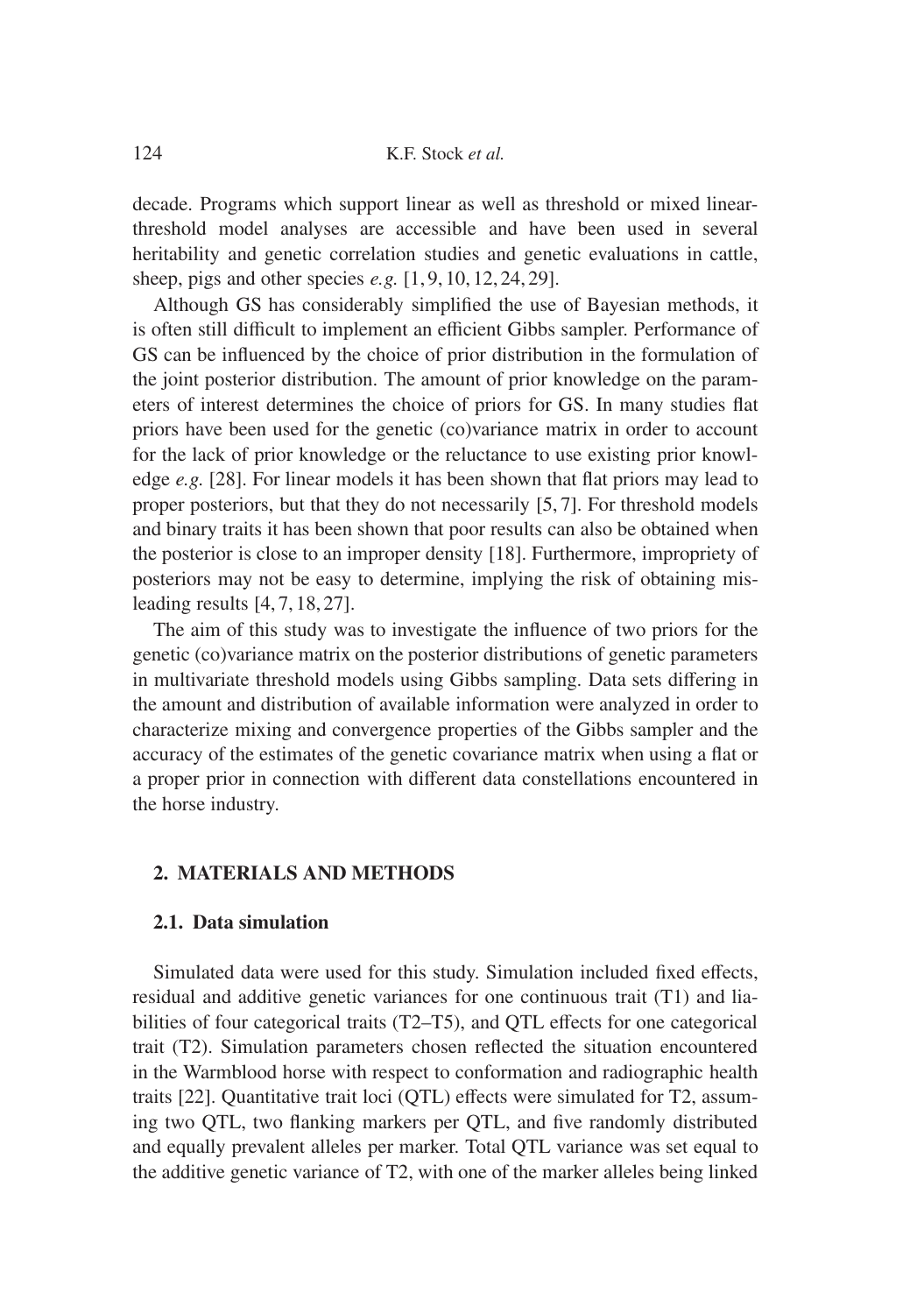decade. Programs which support linear as well as threshold or mixed linear-threshold model analyses are accessible and have been used in several heritability and genetic correlation studies and genetic evaluations in cattle, sheep, pigs and other species *e.g.* [1, 9, 10, 12, 24, 29].

Although GS has considerably simplified the use of Bayesian methods, it is often still difficult to implement an efficient Gibbs sampler. Performance of GS can be influenced by the choice of prior distribution in the formulation of the joint posterior distribution. The amount of prior knowledge on the parameters of interest determines the choice of priors for GS. In many studies flat priors have been used for the genetic (co)variance matrix in order to account for the lack of prior knowledge or the reluctance to use existing prior knowledge *e.g.* [28]. For linear models it has been shown that flat priors may lead to proper posteriors, but that they do not necessarily [5, 7]. For threshold models and binary traits it has been shown that poor results can also be obtained when the posterior is close to an improper density [18]. Furthermore, impropriety of posteriors may not be easy to determine, implying the risk of obtaining misleading results [4, 7, 18, 27].

The aim of this study was to investigate the influence of two priors for the genetic (co)variance matrix on the posterior distributions of genetic parameters in multivariate threshold models using Gibbs sampling. Data sets differing in the amount and distribution of available information were analyzed in order to characterize mixing and convergence properties of the Gibbs sampler and the accuracy of the estimates of the genetic covariance matrix when using a flat or a proper prior in connection with different data constellations encountered in the horse industry.

## 2. MATERIALS AND METHODS

### 2.1. Data simulation

Simulated data were used for this study. Simulation included fixed effects, residual and additive genetic variances for one continuous trait (T1) and liabilities of four categorical traits (T2–T5), and QTL effects for one categorical trait (T2). Simulation parameters chosen reflected the situation encountered in the Warmblood horse with respect to conformation and radiographic health traits [22]. Quantitative trait loci (QTL) effects were simulated for T2, assuming two QTL, two flanking markers per QTL, and five randomly distributed and equally prevalent alleles per marker. Total QTL variance was set equal to the additive genetic variance of T2, with one of the marker alleles being linked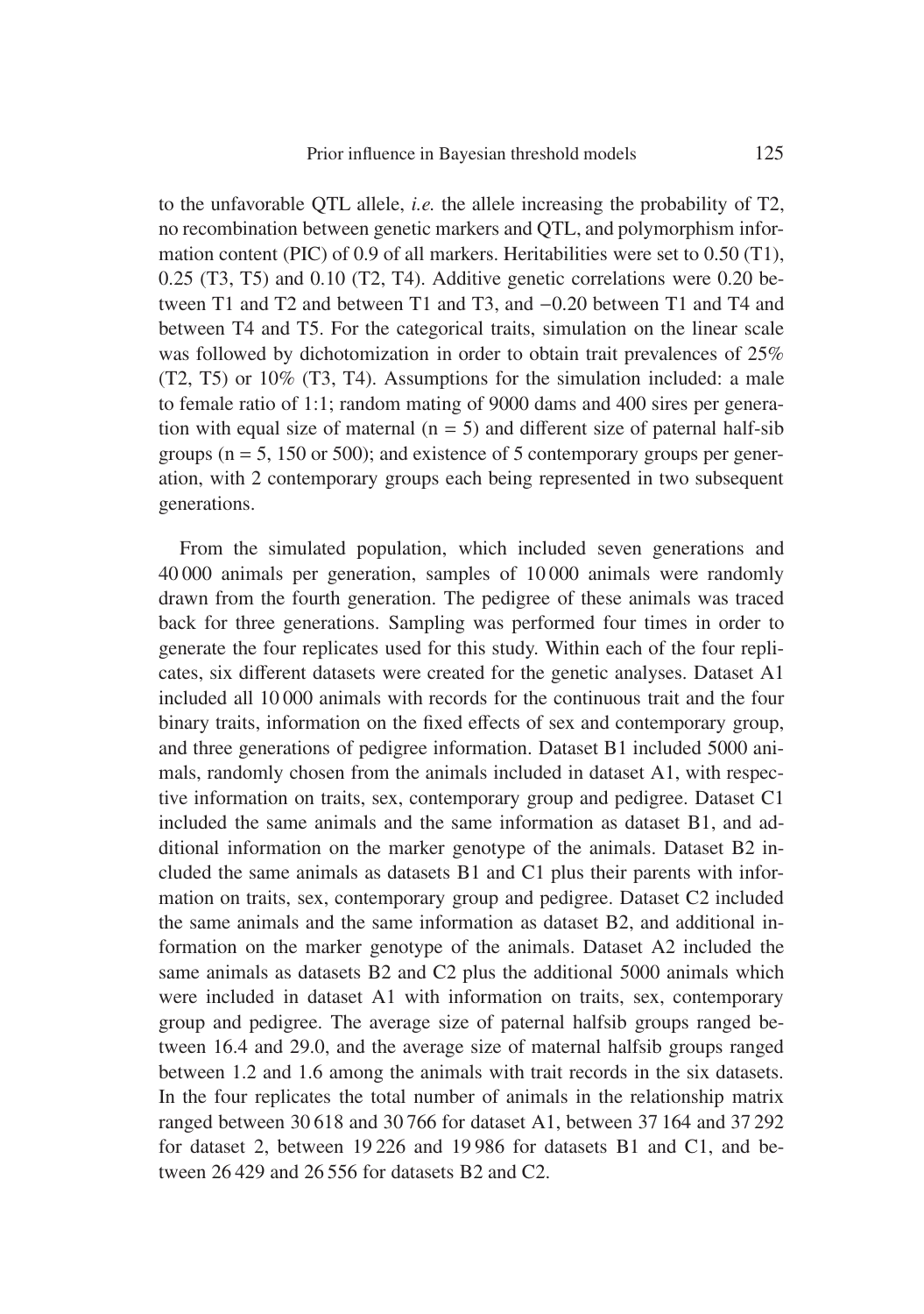to the unfavorable QTL allele, *i.e.* the allele increasing the probability of T2, no recombination between genetic markers and QTL, and polymorphism information content (PIC) of 0.9 of all markers. Heritabilities were set to 0.50 (T1), 0.25 (T3, T5) and 0.10 (T2, T4). Additive genetic correlations were 0.20 between T1 and T2 and between T1 and T3, and −0.20 between T1 and T4 and between T4 and T5. For the categorical traits, simulation on the linear scale was followed by dichotomization in order to obtain trait prevalences of 25% (T2, T5) or 10% (T3, T4). Assumptions for the simulation included: a male to female ratio of 1:1; random mating of 9000 dams and 400 sires per generation with equal size of maternal (n = 5) and different size of paternal half-sib groups (n = 5, 150 or 500); and existence of 5 contemporary groups per generation, with 2 contemporary groups each being represented in two subsequent generations.

From the simulated population, which included seven generations and 40 000 animals per generation, samples of 10 000 animals were randomly drawn from the fourth generation. The pedigree of these animals was traced back for three generations. Sampling was performed four times in order to generate the four replicates used for this study. Within each of the four replicates, six different datasets were created for the genetic analyses. Dataset A1 included all 10 000 animals with records for the continuous trait and the four binary traits, information on the fixed effects of sex and contemporary group, and three generations of pedigree information. Dataset B1 included 5000 animals, randomly chosen from the animals included in dataset A1, with respective information on traits, sex, contemporary group and pedigree. Dataset C1 included the same animals and the same information as dataset B1, and additional information on the marker genotype of the animals. Dataset B2 included the same animals as datasets B1 and C1 plus their parents with information on traits, sex, contemporary group and pedigree. Dataset C2 included the same animals and the same information as dataset B2, and additional information on the marker genotype of the animals. Dataset A2 included the same animals as datasets B2 and C2 plus the additional 5000 animals which were included in dataset A1 with information on traits, sex, contemporary group and pedigree. The average size of paternal halfsib groups ranged between 16.4 and 29.0, and the average size of maternal halfsib groups ranged between 1.2 and 1.6 among the animals with trait records in the six datasets. In the four replicates the total number of animals in the relationship matrix ranged between 30 618 and 30 766 for dataset A1, between 37 164 and 37 292 for dataset 2, between 19 226 and 19 986 for datasets B1 and C1, and between 26 429 and 26 556 for datasets B2 and C2.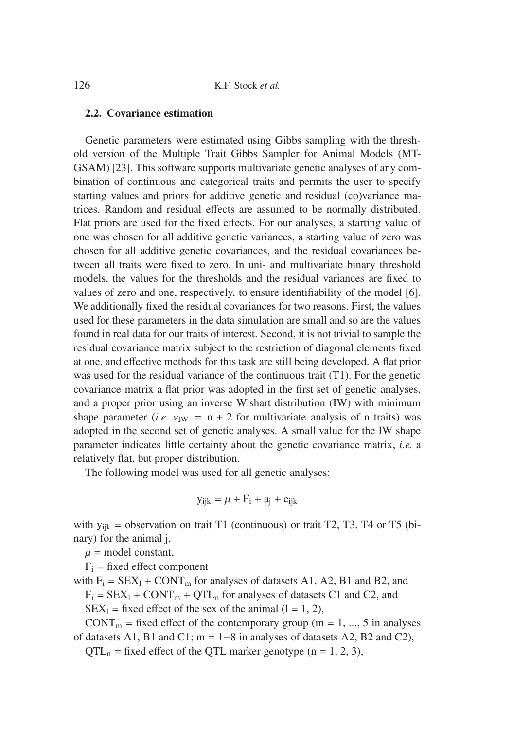### 2.2. Covariance estimation

Genetic parameters were estimated using Gibbs sampling with the threshold version of the Multiple Trait Gibbs Sampler for Animal Models (MTGSAM) [23]. This software supports multivariate genetic analyses of any combination of continuous and categorical traits and permits the user to specify starting values and priors for additive genetic and residual (co)variance matrices. Random and residual effects are assumed to be normally distributed. Flat priors are used for the fixed effects. For our analyses, a starting value of one was chosen for all additive genetic variances, a starting value of zero was chosen for all additive genetic covariances, and the residual covariances between all traits were fixed to zero. In uni- and multivariate binary threshold models, the values for the thresholds and the residual variances are fixed to values of zero and one, respectively, to ensure identifiability of the model [6]. We additionally fixed the residual covariances for two reasons. First, the values used for these parameters in the data simulation are small and so are the values found in real data for our traits of interest. Second, it is not trivial to sample the residual covariance matrix subject to the restriction of diagonal elements fixed at one, and effective methods for this task are still being developed. A flat prior was used for the residual variance of the continuous trait (T1). For the genetic covariance matrix a flat prior was adopted in the first set of genetic analyses, and a proper prior using an inverse Wishart distribution (IW) with minimum shape parameter (*i.e.* $\nu_{IW} = n + 2$ for multivariate analysis of n traits) was adopted in the second set of genetic analyses. A small value for the IW shape parameter indicates little certainty about the genetic covariance matrix, *i.e.* a relatively flat, but proper distribution.

The following model was used for all genetic analyses:

$$y_{ijk} = \mu + F_i + a_j + e_{ijk}$$

with $y_{ijk}$ = observation on trait T1 (continuous) or trait T2, T3, T4 or T5 (binary) for the animal j,

$\mu$ = model constant,

$F_i$ = fixed effect component

with $F_i = SEX_l + CONT_m$ for analyses of datasets A1, A2, B1 and B2, and

$F_i = SEX_l + CONT_m + QTL_n$ for analyses of datasets C1 and C2, and

$SEX_l$ = fixed effect of the sex of the animal ($l = 1, 2$),

$CONT_m$ = fixed effect of the contemporary group ($m = 1, ..., 5$ in analyses of datasets A1, B1 and C1; $m = 1-8$ in analyses of datasets A2, B2 and C2),

$QTL_n$ = fixed effect of the QTL marker genotype ($n = 1, 2, 3$),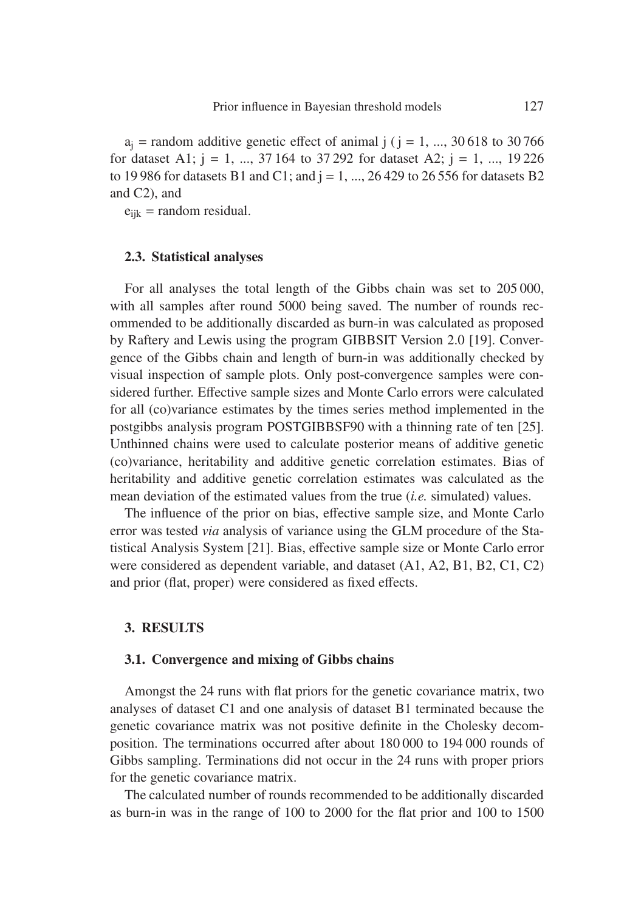$a_j$ = random additive genetic effect of animal j ( j = 1, ..., 30 618 to 30 766 for dataset A1; j = 1, ..., 37 164 to 37 292 for dataset A2; j = 1, ..., 19 226 to 19 986 for datasets B1 and C1; and j = 1, ..., 26 429 to 26 556 for datasets B2 and C2), and

$e_{ijk}$ = random residual.

### 2.3. Statistical analyses

For all analyses the total length of the Gibbs chain was set to 205 000, with all samples after round 5000 being saved. The number of rounds recommended to be additionally discarded as burn-in was calculated as proposed by Raftery and Lewis using the program GIBBSIT Version 2.0 [19]. Convergence of the Gibbs chain and length of burn-in was additionally checked by visual inspection of sample plots. Only post-convergence samples were considered further. Effective sample sizes and Monte Carlo errors were calculated for all (co)variance estimates by the times series method implemented in the postgibbs analysis program POSTGIBBSF90 with a thinning rate of ten [25]. Unthinned chains were used to calculate posterior means of additive genetic (co)variance, heritability and additive genetic correlation estimates. Bias of heritability and additive genetic correlation estimates was calculated as the mean deviation of the estimated values from the true (*i.e.* simulated) values.

The influence of the prior on bias, effective sample size, and Monte Carlo error was tested *via* analysis of variance using the GLM procedure of the Statistical Analysis System [21]. Bias, effective sample size or Monte Carlo error were considered as dependent variable, and dataset (A1, A2, B1, B2, C1, C2) and prior (flat, proper) were considered as fixed effects.

## 3. RESULTS

### 3.1. Convergence and mixing of Gibbs chains

Amongst the 24 runs with flat priors for the genetic covariance matrix, two analyses of dataset C1 and one analysis of dataset B1 terminated because the genetic covariance matrix was not positive definite in the Cholesky decomposition. The terminations occurred after about 180 000 to 194 000 rounds of Gibbs sampling. Terminations did not occur in the 24 runs with proper priors for the genetic covariance matrix.

The calculated number of rounds recommended to be additionally discarded as burn-in was in the range of 100 to 2000 for the flat prior and 100 to 1500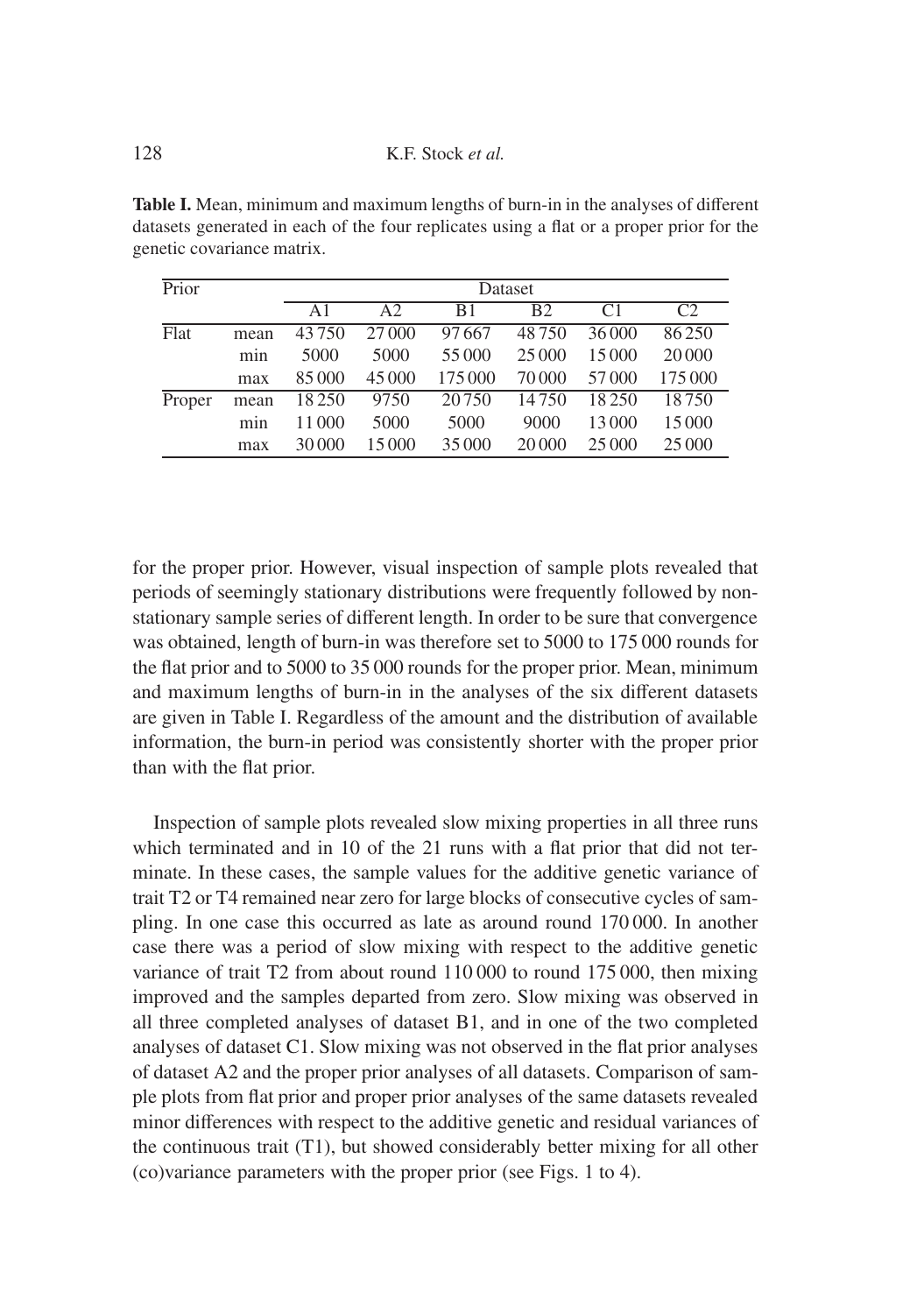**Table I.** Mean, minimum and maximum lengths of burn-in in the analyses of different datasets generated in each of the four replicates using a flat or a proper prior for the genetic covariance matrix.

| Prior | | Dataset | | | | | |
|---|---|---|---|---|---|---|---|
| | | A1 | A2 | B1 | B2 | C1 | C2 |
| Flat | mean | 43 750 | 27 000 | 97 667 | 48 750 | 36 000 | 86 250 |
| | min | 5000 | 5000 | 55 000 | 25 000 | 15 000 | 20 000 |
| | max | 85 000 | 45 000 | 175 000 | 70 000 | 57 000 | 175 000 |
| Proper | mean | 18 250 | 9750 | 20 750 | 14 750 | 18 250 | 18 750 |
| | min | 11 000 | 5000 | 5000 | 9000 | 13 000 | 15 000 |
| | max | 30 000 | 15 000 | 35 000 | 20 000 | 25 000 | 25 000 |

for the proper prior. However, visual inspection of sample plots revealed that periods of seemingly stationary distributions were frequently followed by non-stationary sample series of different length. In order to be sure that convergence was obtained, length of burn-in was therefore set to 5000 to 175 000 rounds for the flat prior and to 5000 to 35 000 rounds for the proper prior. Mean, minimum and maximum lengths of burn-in in the analyses of the six different datasets are given in Table I. Regardless of the amount and the distribution of available information, the burn-in period was consistently shorter with the proper prior than with the flat prior.

Inspection of sample plots revealed slow mixing properties in all three runs which terminated and in 10 of the 21 runs with a flat prior that did not terminate. In these cases, the sample values for the additive genetic variance of trait T2 or T4 remained near zero for large blocks of consecutive cycles of sampling. In one case this occurred as late as around round 170 000. In another case there was a period of slow mixing with respect to the additive genetic variance of trait T2 from about round 110 000 to round 175 000, then mixing improved and the samples departed from zero. Slow mixing was observed in all three completed analyses of dataset B1, and in one of the two completed analyses of dataset C1. Slow mixing was not observed in the flat prior analyses of dataset A2 and the proper prior analyses of all datasets. Comparison of sample plots from flat prior and proper prior analyses of the same datasets revealed minor differences with respect to the additive genetic and residual variances of the continuous trait (T1), but showed considerably better mixing for all other (co)variance parameters with the proper prior (see Figs. 1 to 4).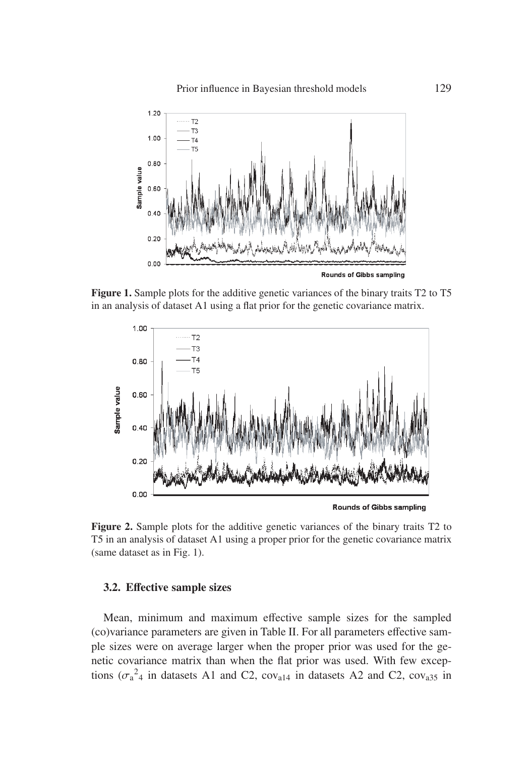**Figure 1.** Sample plots for the additive genetic variances of the binary traits T2 to T5 in an analysis of dataset A1 using a flat prior for the genetic covariance matrix.

**Figure 2.** Sample plots for the additive genetic variances of the binary traits T2 to T5 in an analysis of dataset A1 using a proper prior for the genetic covariance matrix (same dataset as in Fig. 1).

### 3.2. Effective sample sizes

Mean, minimum and maximum effective sample sizes for the sampled (co)variance parameters are given in Table II. For all parameters effective sample sizes were on average larger when the proper prior was used for the genetic covariance matrix than when the flat prior was used. With few exceptions ($\sigma_{a}{}^{2}{}_{4}$ in datasets A1 and C2, $cov_{a14}$ in datasets A2 and C2, $cov_{a35}$ in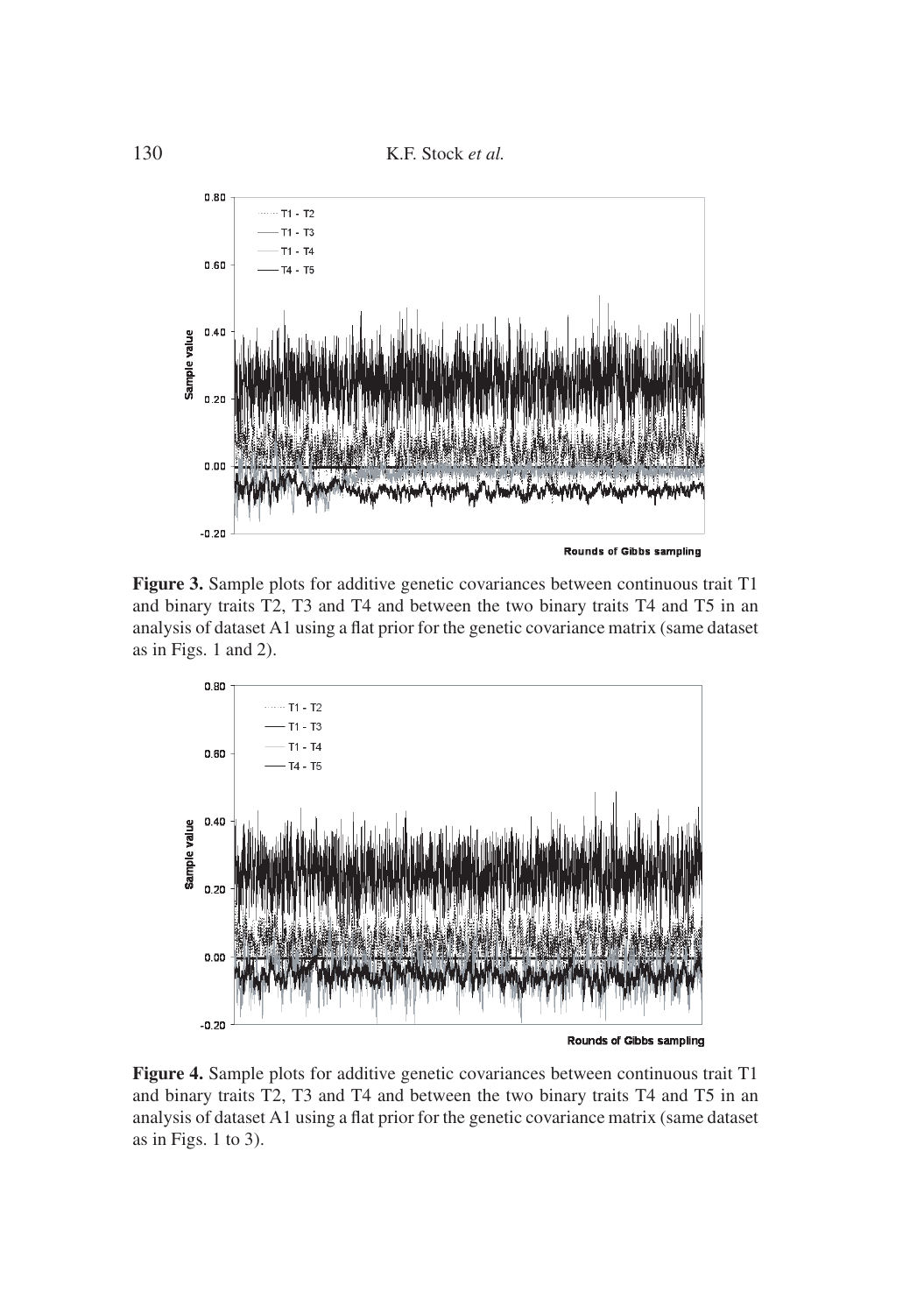**Figure 3.** Sample plots for additive genetic covariances between continuous trait T1 and binary traits T2, T3 and T4 and between the two binary traits T4 and T5 in an analysis of dataset A1 using a flat prior for the genetic covariance matrix (same dataset as in Figs. 1 and 2).

**Figure 4.** Sample plots for additive genetic covariances between continuous trait T1 and binary traits T2, T3 and T4 and between the two binary traits T4 and T5 in an analysis of dataset A1 using a flat prior for the genetic covariance matrix (same dataset as in Figs. 1 to 3).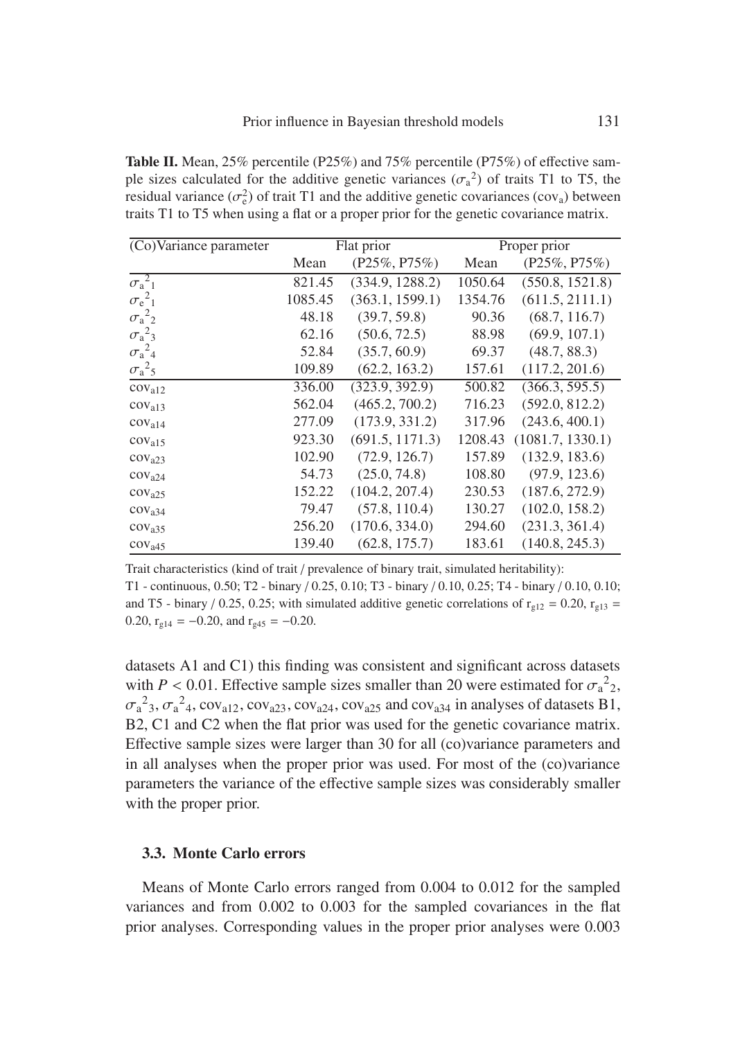**Table II.** Mean, 25% percentile (P25%) and 75% percentile (P75%) of effective sample sizes calculated for the additive genetic variances ($\sigma_a^2$) of traits T1 to T5, the residual variance ($\sigma_e^2$) of trait T1 and the additive genetic covariances ($cov_a$) between traits T1 to T5 when using a flat or a proper prior for the genetic covariance matrix.

| (Co)Variance parameter | Flat prior | | Proper prior | |
|---|---|---|---|---|
| | Mean | (P25%, P75%) | Mean | (P25%, P75%) |
| $\sigma_a{}^2{}_1$ | 821.45 | (334.9, 1288.2) | 1050.64 | (550.8, 1521.8) |
| $\sigma_e{}^2{}_1$ | 1085.45 | (363.1, 1599.1) | 1354.76 | (611.5, 2111.1) |
| $\sigma_a{}^2{}_2$ | 48.18 | (39.7, 59.8) | 90.36 | (68.7, 116.7) |
| $\sigma_a{}^2{}_3$ | 62.16 | (50.6, 72.5) | 88.98 | (69.9, 107.1) |
| $\sigma_a{}^2{}_4$ | 52.84 | (35.7, 60.9) | 69.37 | (48.7, 88.3) |
| $\sigma_a{}^2{}_5$ | 109.89 | (62.2, 163.2) | 157.61 | (117.2, 201.6) |
| $cov_{a12}$ | 336.00 | (323.9, 392.9) | 500.82 | (366.3, 595.5) |
| $cov_{a13}$ | 562.04 | (465.2, 700.2) | 716.23 | (592.0, 812.2) |
| $cov_{a14}$ | 277.09 | (173.9, 331.2) | 317.96 | (243.6, 400.1) |
| $cov_{a15}$ | 923.30 | (691.5, 1171.3) | 1208.43 | (1081.7, 1330.1) |
| $cov_{a23}$ | 102.90 | (72.9, 126.7) | 157.89 | (132.9, 183.6) |
| $cov_{a24}$ | 54.73 | (25.0, 74.8) | 108.80 | (97.9, 123.6) |
| $cov_{a25}$ | 152.22 | (104.2, 207.4) | 230.53 | (187.6, 272.9) |
| $cov_{a34}$ | 79.47 | (57.8, 110.4) | 130.27 | (102.0, 158.2) |
| $cov_{a35}$ | 256.20 | (170.6, 334.0) | 294.60 | (231.3, 361.4) |
| $cov_{a45}$ | 139.40 | (62.8, 175.7) | 183.61 | (140.8, 245.3) |

Trait characteristics (kind of trait / prevalence of binary trait, simulated heritability): T1 - continuous, 0.50; T2 - binary / 0.25, 0.10; T3 - binary / 0.10, 0.25; T4 - binary / 0.10, 0.10; and T5 - binary / 0.25, 0.25; with simulated additive genetic correlations of $r_{g12} = 0.20$, $r_{g13} = 0.20$, $r_{g14} = -0.20$, and $r_{g45} = -0.20$.

datasets A1 and C1) this finding was consistent and significant across datasets with $P < 0.01$. Effective sample sizes smaller than 20 were estimated for $\sigma_a{}^2{}_2$, $\sigma_a{}^2{}_3$, $\sigma_a{}^2{}_4$, $cov_{a12}$, $cov_{a23}$, $cov_{a24}$, $cov_{a25}$ and $cov_{a34}$ in analyses of datasets B1, B2, C1 and C2 when the flat prior was used for the genetic covariance matrix. Effective sample sizes were larger than 30 for all (co)variance parameters and in all analyses when the proper prior was used. For most of the (co)variance parameters the variance of the effective sample sizes was considerably smaller with the proper prior.

### 3.3. Monte Carlo errors

Means of Monte Carlo errors ranged from 0.004 to 0.012 for the sampled variances and from 0.002 to 0.003 for the sampled covariances in the flat prior analyses. Corresponding values in the proper prior analyses were 0.003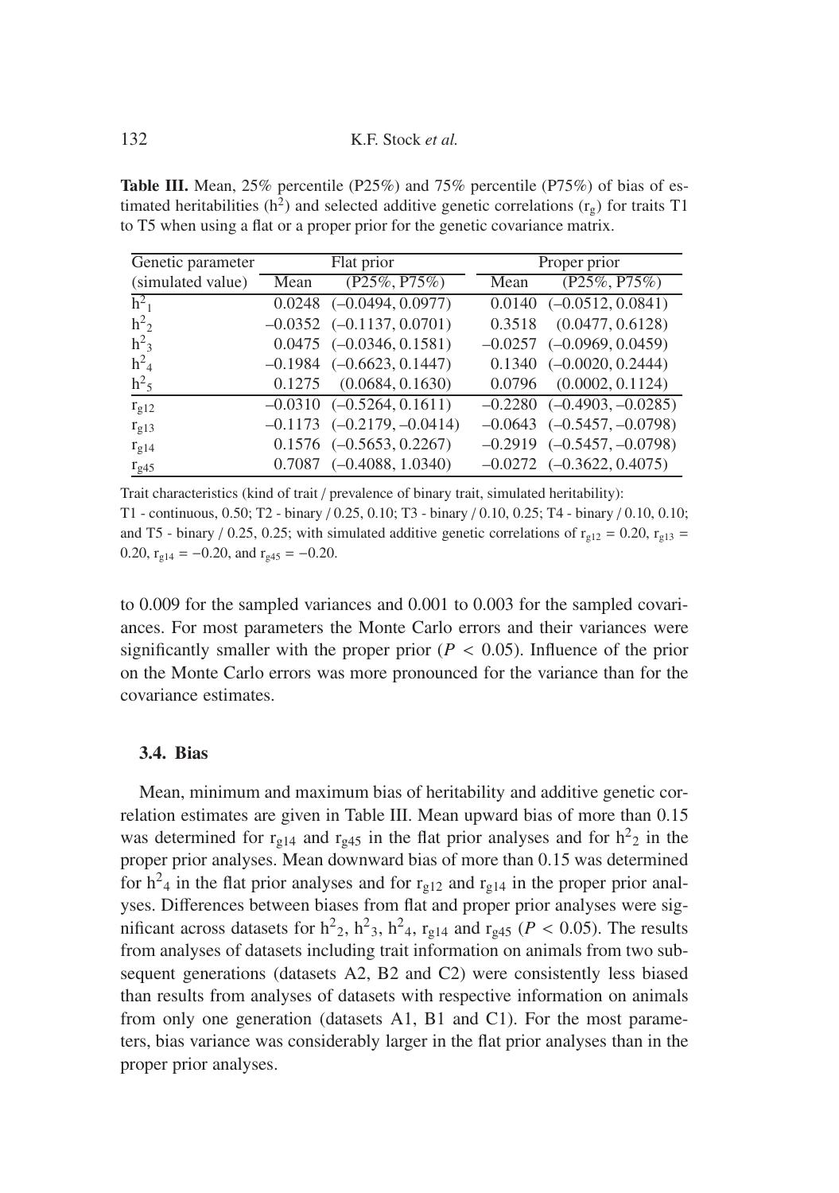**Table III.** Mean, 25% percentile (P25%) and 75% percentile (P75%) of bias of estimated heritabilities ($h^2$) and selected additive genetic correlations ($r_g$) for traits T1 to T5 when using a flat or a proper prior for the genetic covariance matrix.

| Genetic parameter (simulated value) | Flat prior | | Proper prior | |
|---|---|---|---|---|
| | Mean | (P25%, P75%) | Mean | (P25%, P75%) |
| $h^2_1$ | 0.0248 | (–0.0494, 0.0977) | 0.0140 | (–0.0512, 0.0841) |
| $h^2_2$ | –0.0352 | (–0.1137, 0.0701) | 0.3518 | (0.0477, 0.6128) |
| $h^2_3$ | 0.0475 | (–0.0346, 0.1581) | –0.0257 | (–0.0969, 0.0459) |
| $h^2_4$ | –0.1984 | (–0.6623, 0.1447) | 0.1340 | (–0.0020, 0.2444) |
| $h^2_5$ | 0.1275 | (0.0684, 0.1630) | 0.0796 | (0.0002, 0.1124) |
| $r_{g12}$ | –0.0310 | (–0.5264, 0.1611) | –0.2280 | (–0.4903, –0.0285) |
| $r_{g13}$ | –0.1173 | (–0.2179, –0.0414) | –0.0643 | (–0.5457, –0.0798) |
| $r_{g14}$ | 0.1576 | (–0.5653, 0.2267) | –0.2919 | (–0.5457, –0.0798) |
| $r_{g45}$ | 0.7087 | (–0.4088, 1.0340) | –0.0272 | (–0.3622, 0.4075) |

Trait characteristics (kind of trait / prevalence of binary trait, simulated heritability): T1 - continuous, 0.50; T2 - binary / 0.25, 0.10; T3 - binary / 0.10, 0.25; T4 - binary / 0.10, 0.10; and T5 - binary / 0.25, 0.25; with simulated additive genetic correlations of $r_{g12}$ = 0.20, $r_{g13}$ = 0.20, $r_{g14}$ = −0.20, and $r_{g45}$ = −0.20.

to 0.009 for the sampled variances and 0.001 to 0.003 for the sampled covariances. For most parameters the Monte Carlo errors and their variances were significantly smaller with the proper prior ($P < 0.05$). Influence of the prior on the Monte Carlo errors was more pronounced for the variance than for the covariance estimates.

### 3.4. Bias

Mean, minimum and maximum bias of heritability and additive genetic correlation estimates are given in Table III. Mean upward bias of more than 0.15 was determined for $r_{g14}$ and $r_{g45}$ in the flat prior analyses and for $h^2_2$ in the proper prior analyses. Mean downward bias of more than 0.15 was determined for $h^2_4$ in the flat prior analyses and for $r_{g12}$ and $r_{g14}$ in the proper prior analyses. Differences between biases from flat and proper prior analyses were significant across datasets for $h^2_2$, $h^2_3$, $h^2_4$, $r_{g14}$ and $r_{g45}$ ($P < 0.05$). The results from analyses of datasets including trait information on animals from two subsequent generations (datasets A2, B2 and C2) were consistently less biased than results from analyses of datasets with respective information on animals from only one generation (datasets A1, B1 and C1). For the most parameters, bias variance was considerably larger in the flat prior analyses than in the proper prior analyses.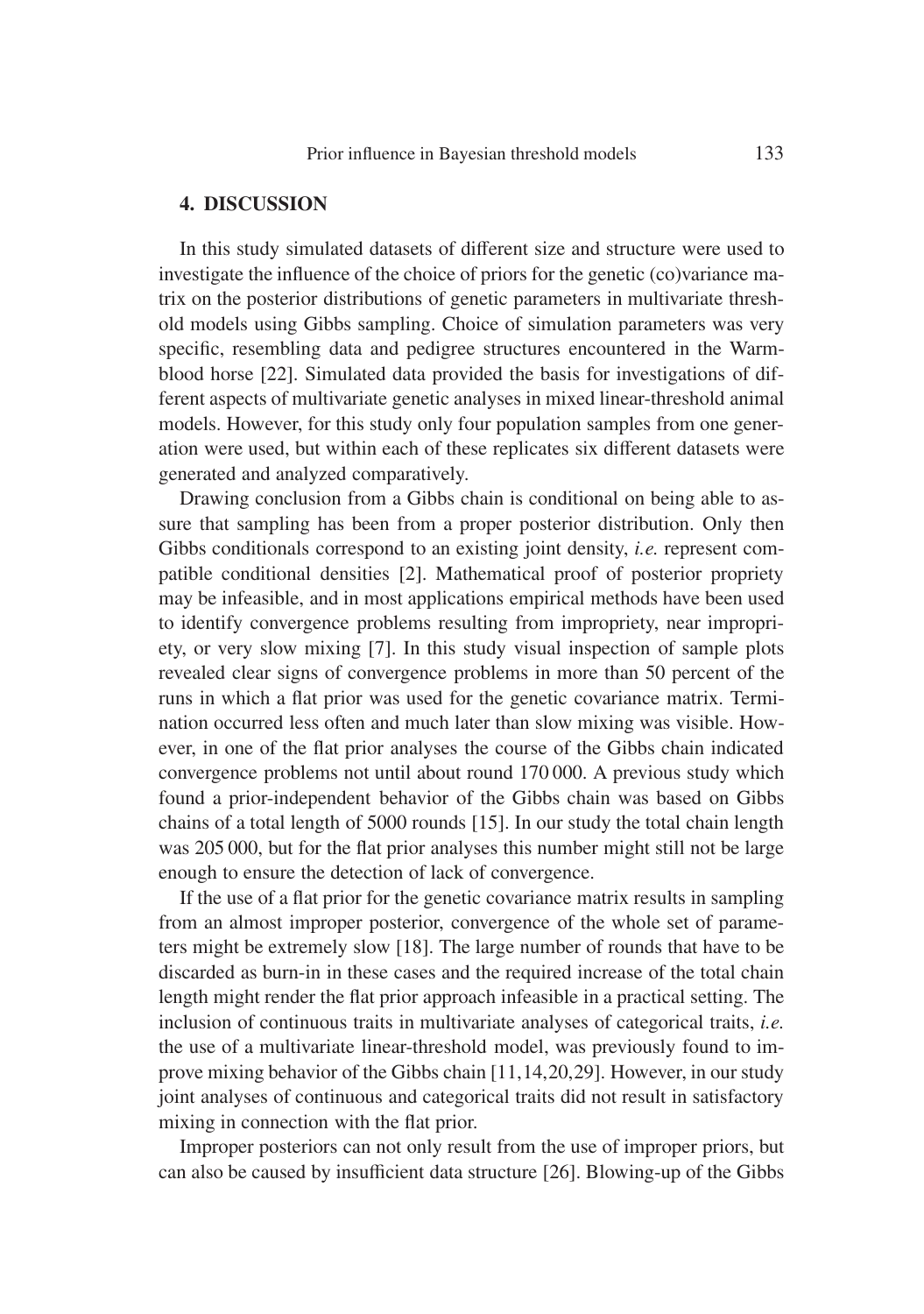## 4. DISCUSSION

In this study simulated datasets of different size and structure were used to investigate the influence of the choice of priors for the genetic (co)variance matrix on the posterior distributions of genetic parameters in multivariate threshold models using Gibbs sampling. Choice of simulation parameters was very specific, resembling data and pedigree structures encountered in the Warmblood horse [22]. Simulated data provided the basis for investigations of different aspects of multivariate genetic analyses in mixed linear-threshold animal models. However, for this study only four population samples from one generation were used, but within each of these replicates six different datasets were generated and analyzed comparatively.

Drawing conclusion from a Gibbs chain is conditional on being able to assure that sampling has been from a proper posterior distribution. Only then Gibbs conditionals correspond to an existing joint density, *i.e.* represent compatible conditional densities [2]. Mathematical proof of posterior propriety may be infeasible, and in most applications empirical methods have been used to identify convergence problems resulting from impropriety, near impropriety, or very slow mixing [7]. In this study visual inspection of sample plots revealed clear signs of convergence problems in more than 50 percent of the runs in which a flat prior was used for the genetic covariance matrix. Termination occurred less often and much later than slow mixing was visible. However, in one of the flat prior analyses the course of the Gibbs chain indicated convergence problems not until about round 170 000. A previous study which found a prior-independent behavior of the Gibbs chain was based on Gibbs chains of a total length of 5000 rounds [15]. In our study the total chain length was 205 000, but for the flat prior analyses this number might still not be large enough to ensure the detection of lack of convergence.

If the use of a flat prior for the genetic covariance matrix results in sampling from an almost improper posterior, convergence of the whole set of parameters might be extremely slow [18]. The large number of rounds that have to be discarded as burn-in in these cases and the required increase of the total chain length might render the flat prior approach infeasible in a practical setting. The inclusion of continuous traits in multivariate analyses of categorical traits, *i.e.* the use of a multivariate linear-threshold model, was previously found to improve mixing behavior of the Gibbs chain [11,14,20,29]. However, in our study joint analyses of continuous and categorical traits did not result in satisfactory mixing in connection with the flat prior.

Improper posteriors can not only result from the use of improper priors, but can also be caused by insufficient data structure [26]. Blowing-up of the Gibbs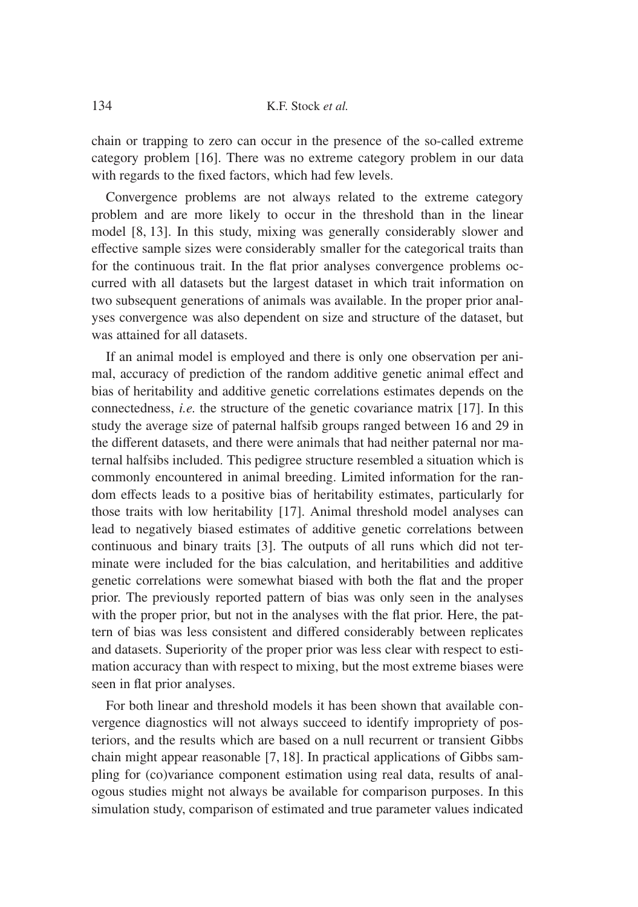chain or trapping to zero can occur in the presence of the so-called extreme category problem [16]. There was no extreme category problem in our data with regards to the fixed factors, which had few levels.

Convergence problems are not always related to the extreme category problem and are more likely to occur in the threshold than in the linear model [8, 13]. In this study, mixing was generally considerably slower and effective sample sizes were considerably smaller for the categorical traits than for the continuous trait. In the flat prior analyses convergence problems occurred with all datasets but the largest dataset in which trait information on two subsequent generations of animals was available. In the proper prior analyses convergence was also dependent on size and structure of the dataset, but was attained for all datasets.

If an animal model is employed and there is only one observation per animal, accuracy of prediction of the random additive genetic animal effect and bias of heritability and additive genetic correlations estimates depends on the connectedness, *i.e.* the structure of the genetic covariance matrix [17]. In this study the average size of paternal halfsib groups ranged between 16 and 29 in the different datasets, and there were animals that had neither paternal nor maternal halfsibs included. This pedigree structure resembled a situation which is commonly encountered in animal breeding. Limited information for the random effects leads to a positive bias of heritability estimates, particularly for those traits with low heritability [17]. Animal threshold model analyses can lead to negatively biased estimates of additive genetic correlations between continuous and binary traits [3]. The outputs of all runs which did not terminate were included for the bias calculation, and heritabilities and additive genetic correlations were somewhat biased with both the flat and the proper prior. The previously reported pattern of bias was only seen in the analyses with the proper prior, but not in the analyses with the flat prior. Here, the pattern of bias was less consistent and differed considerably between replicates and datasets. Superiority of the proper prior was less clear with respect to estimation accuracy than with respect to mixing, but the most extreme biases were seen in flat prior analyses.

For both linear and threshold models it has been shown that available convergence diagnostics will not always succeed to identify impropriety of posteriors, and the results which are based on a null recurrent or transient Gibbs chain might appear reasonable [7, 18]. In practical applications of Gibbs sampling for (co)variance component estimation using real data, results of analogous studies might not always be available for comparison purposes. In this simulation study, comparison of estimated and true parameter values indicated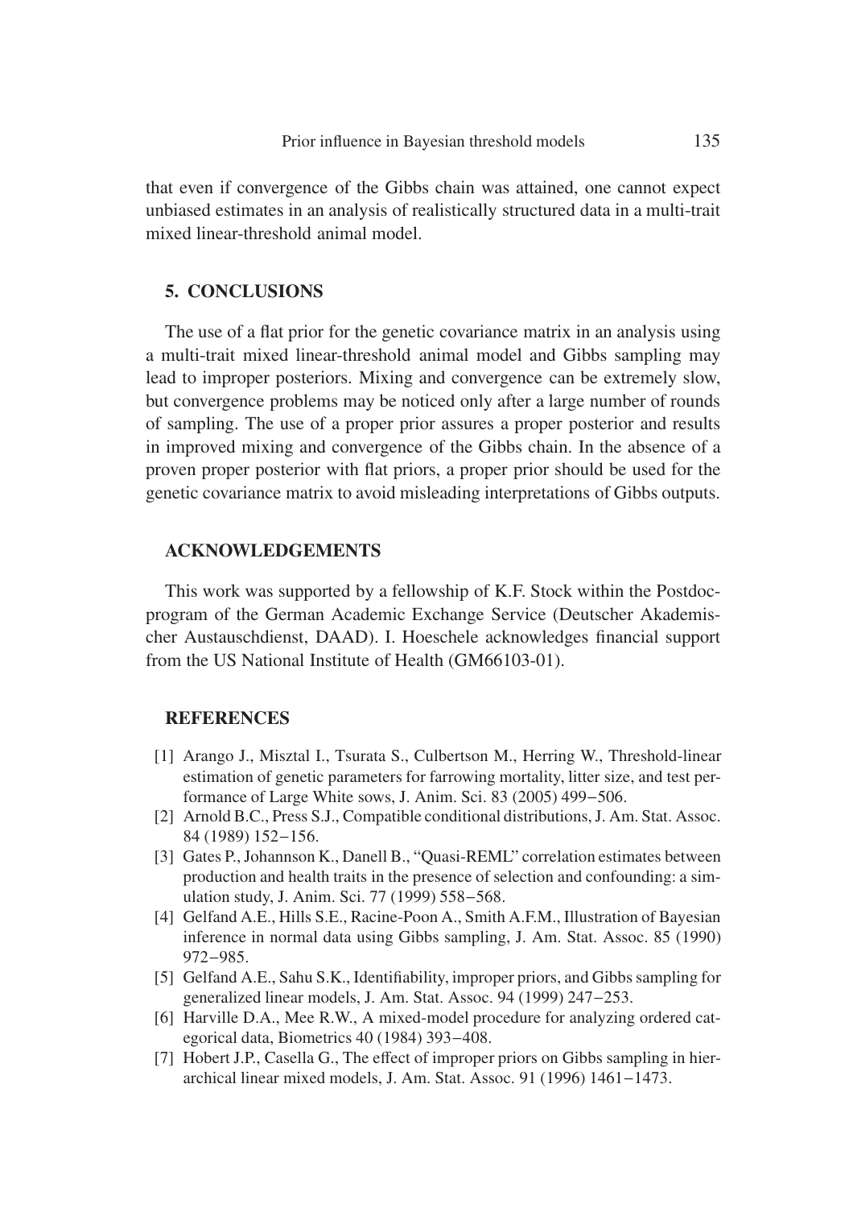that even if convergence of the Gibbs chain was attained, one cannot expect unbiased estimates in an analysis of realistically structured data in a multi-trait mixed linear-threshold animal model.

## 5. CONCLUSIONS

The use of a flat prior for the genetic covariance matrix in an analysis using a multi-trait mixed linear-threshold animal model and Gibbs sampling may lead to improper posteriors. Mixing and convergence can be extremely slow, but convergence problems may be noticed only after a large number of rounds of sampling. The use of a proper prior assures a proper posterior and results in improved mixing and convergence of the Gibbs chain. In the absence of a proven proper posterior with flat priors, a proper prior should be used for the genetic covariance matrix to avoid misleading interpretations of Gibbs outputs.

## ACKNOWLEDGEMENTS

This work was supported by a fellowship of K.F. Stock within the Postdoc-program of the German Academic Exchange Service (Deutscher Akademischer Austauschdienst, DAAD). I. Hoeschele acknowledges financial support from the US National Institute of Health (GM66103-01).

## REFERENCES

[1] Arango J., Misztal I., Tsurata S., Culbertson M., Herring W., Threshold-linear estimation of genetic parameters for farrowing mortality, litter size, and test performance of Large White sows, J. Anim. Sci. 83 (2005) 499–506.

[2] Arnold B.C., Press S.J., Compatible conditional distributions, J. Am. Stat. Assoc. 84 (1989) 152–156.

[3] Gates P., Johannson K., Danell B., "Quasi-REML" correlation estimates between production and health traits in the presence of selection and confounding: a simulation study, J. Anim. Sci. 77 (1999) 558–568.

[4] Gelfand A.E., Hills S.E., Racine-Poon A., Smith A.F.M., Illustration of Bayesian inference in normal data using Gibbs sampling, J. Am. Stat. Assoc. 85 (1990) 972–985.

[5] Gelfand A.E., Sahu S.K., Identifiability, improper priors, and Gibbs sampling for generalized linear models, J. Am. Stat. Assoc. 94 (1999) 247–253.

[6] Harville D.A., Mee R.W., A mixed-model procedure for analyzing ordered categorical data, Biometrics 40 (1984) 393–408.

[7] Hobert J.P., Casella G., The effect of improper priors on Gibbs sampling in hierarchical linear mixed models, J. Am. Stat. Assoc. 91 (1996) 1461–1473.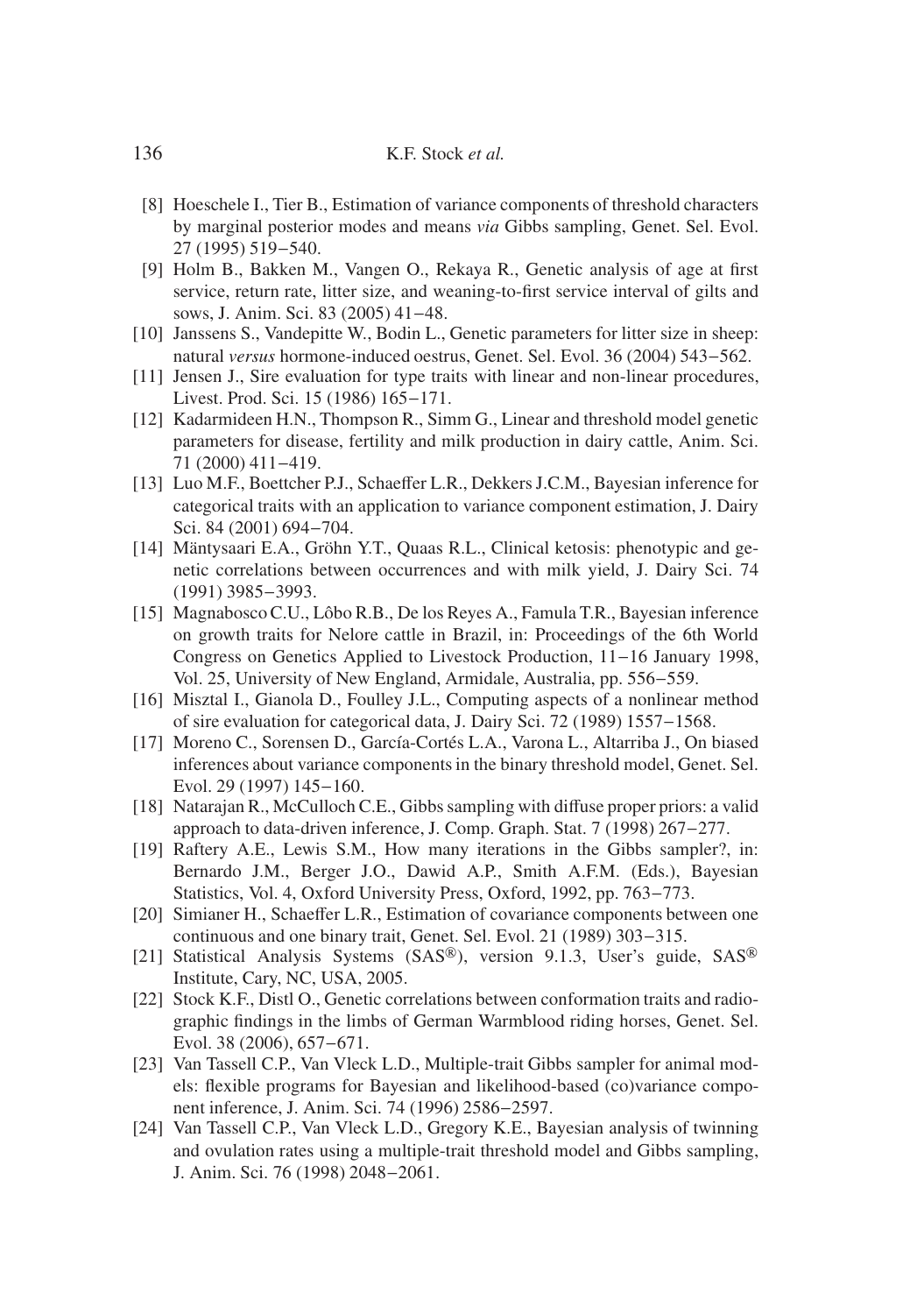[8] Hoeschele I., Tier B., Estimation of variance components of threshold characters by marginal posterior modes and means *via* Gibbs sampling, Genet. Sel. Evol. 27 (1995) 519–540.

[9] Holm B., Bakken M., Vangen O., Rekaya R., Genetic analysis of age at first service, return rate, litter size, and weaning-to-first service interval of gilts and sows, J. Anim. Sci. 83 (2005) 41–48.

[10] Janssens S., Vandepitte W., Bodin L., Genetic parameters for litter size in sheep: natural *versus* hormone-induced oestrus, Genet. Sel. Evol. 36 (2004) 543–562.

[11] Jensen J., Sire evaluation for type traits with linear and non-linear procedures, Livest. Prod. Sci. 15 (1986) 165–171.

[12] Kadarmideen H.N., Thompson R., Simm G., Linear and threshold model genetic parameters for disease, fertility and milk production in dairy cattle, Anim. Sci. 71 (2000) 411–419.

[13] Luo M.F., Boettcher P.J., Schaeffer L.R., Dekkers J.C.M., Bayesian inference for categorical traits with an application to variance component estimation, J. Dairy Sci. 84 (2001) 694–704.

[14] Mäntysaari E.A., Gröhn Y.T., Quaas R.L., Clinical ketosis: phenotypic and genetic correlations between occurrences and with milk yield, J. Dairy Sci. 74 (1991) 3985–3993.

[15] Magnabosco C.U., Lôbo R.B., De los Reyes A., Famula T.R., Bayesian inference on growth traits for Nelore cattle in Brazil, in: Proceedings of the 6th World Congress on Genetics Applied to Livestock Production, 11–16 January 1998, Vol. 25, University of New England, Armidale, Australia, pp. 556–559.

[16] Misztal I., Gianola D., Foulley J.L., Computing aspects of a nonlinear method of sire evaluation for categorical data, J. Dairy Sci. 72 (1989) 1557–1568.

[17] Moreno C., Sorensen D., García-Cortés L.A., Varona L., Altarriba J., On biased inferences about variance components in the binary threshold model, Genet. Sel. Evol. 29 (1997) 145–160.

[18] Natarajan R., McCulloch C.E., Gibbs sampling with diffuse proper priors: a valid approach to data-driven inference, J. Comp. Graph. Stat. 7 (1998) 267–277.

[19] Raftery A.E., Lewis S.M., How many iterations in the Gibbs sampler?, in: Bernardo J.M., Berger J.O., Dawid A.P., Smith A.F.M. (Eds.), Bayesian Statistics, Vol. 4, Oxford University Press, Oxford, 1992, pp. 763–773.

[20] Simianer H., Schaeffer L.R., Estimation of covariance components between one continuous and one binary trait, Genet. Sel. Evol. 21 (1989) 303–315.

[21] Statistical Analysis Systems (SAS®), version 9.1.3, User's guide, SAS® Institute, Cary, NC, USA, 2005.

[22] Stock K.F., Distl O., Genetic correlations between conformation traits and radiographic findings in the limbs of German Warmblood riding horses, Genet. Sel. Evol. 38 (2006), 657–671.

[23] Van Tassell C.P., Van Vleck L.D., Multiple-trait Gibbs sampler for animal models: flexible programs for Bayesian and likelihood-based (co)variance component inference, J. Anim. Sci. 74 (1996) 2586–2597.

[24] Van Tassell C.P., Van Vleck L.D., Gregory K.E., Bayesian analysis of twinning and ovulation rates using a multiple-trait threshold model and Gibbs sampling, J. Anim. Sci. 76 (1998) 2048–2061.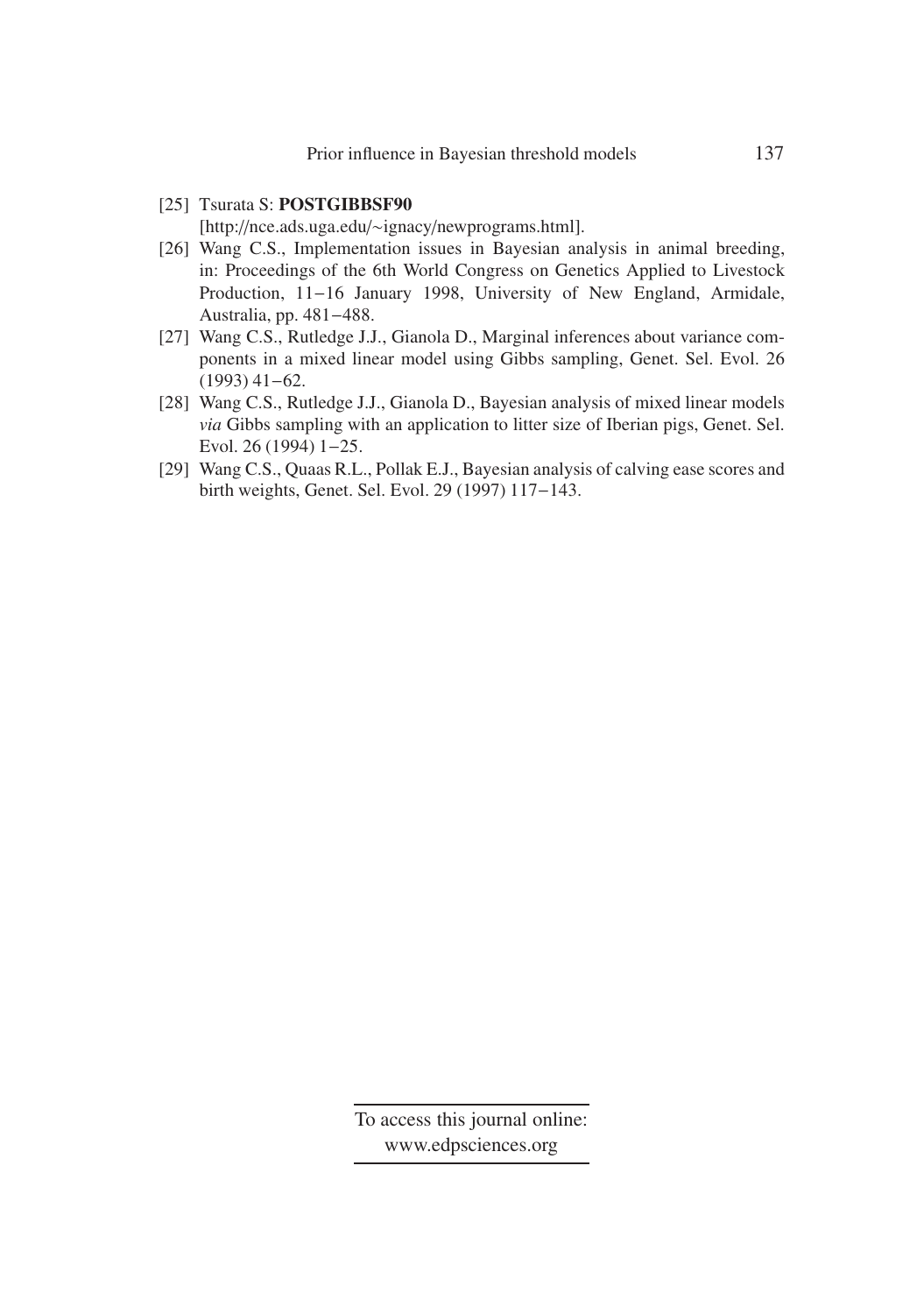[25] Tsurata S: **POSTGIBBSF90**
[http://nce.ads.uga.edu/~ignacy/newprograms.html].

[26] Wang C.S., Implementation issues in Bayesian analysis in animal breeding, in: Proceedings of the 6th World Congress on Genetics Applied to Livestock Production, 11−16 January 1998, University of New England, Armidale, Australia, pp. 481−488.

[27] Wang C.S., Rutledge J.J., Gianola D., Marginal inferences about variance components in a mixed linear model using Gibbs sampling, Genet. Sel. Evol. 26 (1993) 41−62.

[28] Wang C.S., Rutledge J.J., Gianola D., Bayesian analysis of mixed linear models *via* Gibbs sampling with an application to litter size of Iberian pigs, Genet. Sel. Evol. 26 (1994) 1−25.

[29] Wang C.S., Quaas R.L., Pollak E.J., Bayesian analysis of calving ease scores and birth weights, Genet. Sel. Evol. 29 (1997) 117−143.

To access this journal online:
www.edpsciences.org